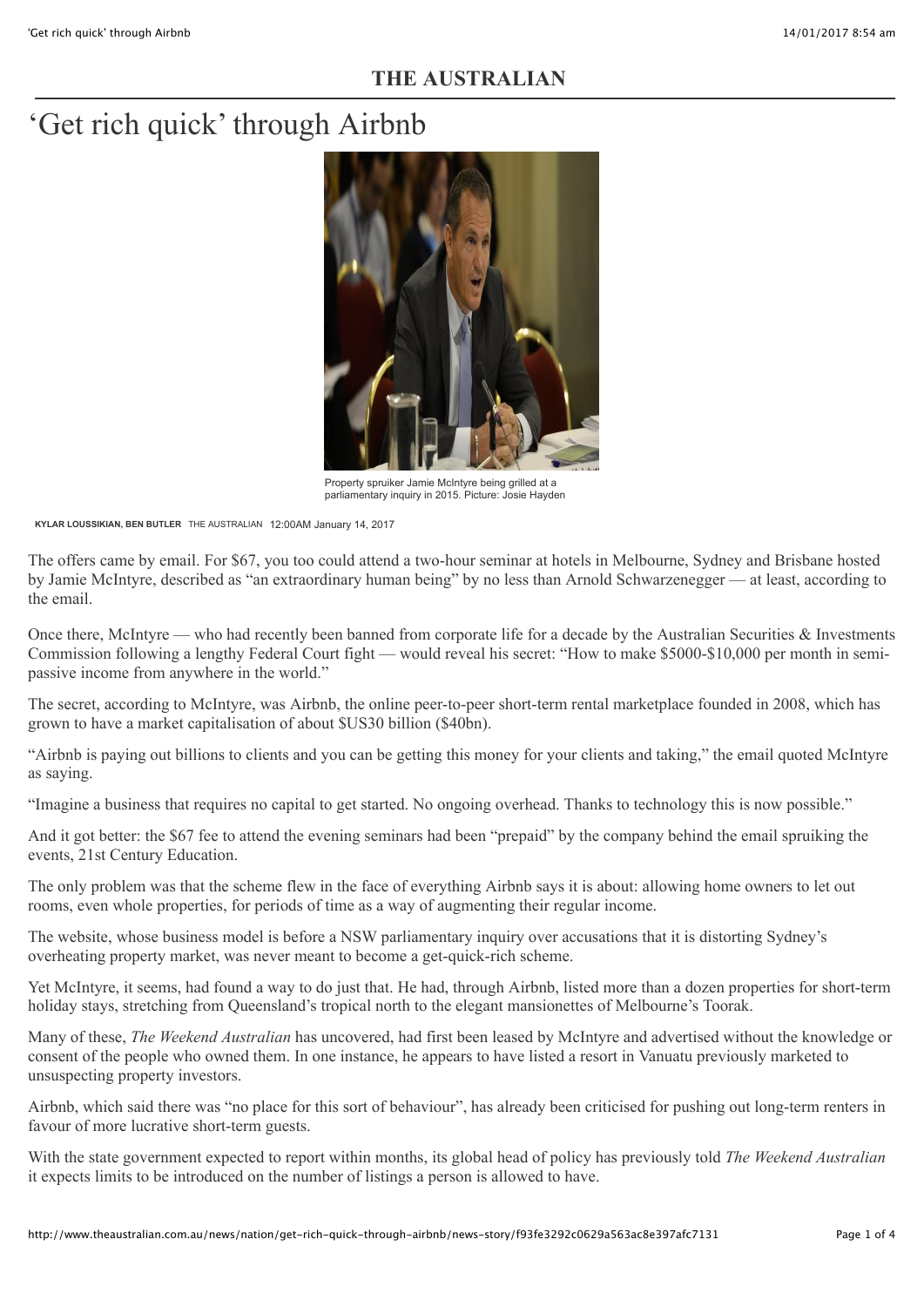# THE AUSTRALIAN

# 'Get rich quick' through Airbnb

Property spruiker Jamie McIntyre being grilled at a parliamentary inquiry in 2015. Picture: Josie Hayden

**KYLAR LOUSSIKIAN, BEN BUTLER** THE AUSTRALIAN 12:00AM January 14, 2017

The offers came by email. For $67, you too could attend a two-hour seminar at hotels in Melbourne, Sydney and Brisbane hosted by Jamie McIntyre, described as "an extraordinary human being" by no less than Arnold Schwarzenegger — at least, according to the email.

Once there, McIntyre — who had recently been banned from corporate life for a decade by the Australian Securities & Investments Commission following a lengthy Federal Court fight — would reveal his secret: "How to make $5000-$10,000 per month in semi-passive income from anywhere in the world."

The secret, according to McIntyre, was Airbnb, the online peer-to-peer short-term rental marketplace founded in 2008, which has grown to have a market capitalisation of about $US30 billion ($40bn).

"Airbnb is paying out billions to clients and you can be getting this money for your clients and taking," the email quoted McIntyre as saying.

"Imagine a business that requires no capital to get started. No ongoing overhead. Thanks to technology this is now possible."

And it got better: the $67 fee to attend the evening seminars had been "prepaid" by the company behind the email spruiking the events, 21st Century Education.

The only problem was that the scheme flew in the face of everything Airbnb says it is about: allowing home owners to let out rooms, even whole properties, for periods of time as a way of augmenting their regular income.

The website, whose business model is before a NSW parliamentary inquiry over accusations that it is distorting Sydney's overheating property market, was never meant to become a get-quick-rich scheme.

Yet McIntyre, it seems, had found a way to do just that. He had, through Airbnb, listed more than a dozen properties for short-term holiday stays, stretching from Queensland's tropical north to the elegant mansionettes of Melbourne's Toorak.

Many of these, *The Weekend Australian* has uncovered, had first been leased by McIntyre and advertised without the knowledge or consent of the people who owned them. In one instance, he appears to have listed a resort in Vanuatu previously marketed to unsuspecting property investors.

Airbnb, which said there was "no place for this sort of behaviour", has already been criticised for pushing out long-term renters in favour of more lucrative short-term guests.

With the state government expected to report within months, its global head of policy has previously told *The Weekend Australian* it expects limits to be introduced on the number of listings a person is allowed to have.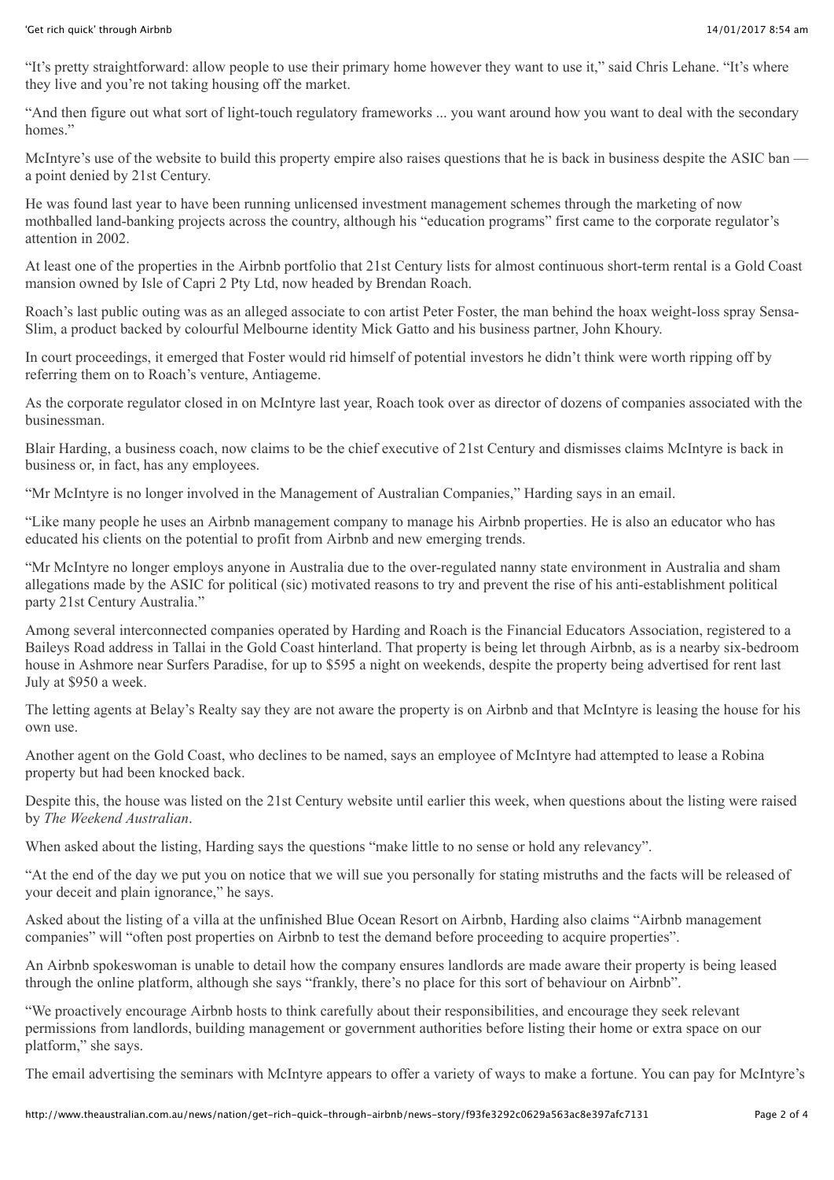"It's pretty straightforward: allow people to use their primary home however they want to use it," said Chris Lehane. "It's where they live and you're not taking housing off the market.

"And then figure out what sort of light-touch regulatory frameworks ... you want around how you want to deal with the secondary homes."

McIntyre's use of the website to build this property empire also raises questions that he is back in business despite the ASIC ban — a point denied by 21st Century.

He was found last year to have been running unlicensed investment management schemes through the marketing of now mothballed land-banking projects across the country, although his "education programs" first came to the corporate regulator's attention in 2002.

At least one of the properties in the Airbnb portfolio that 21st Century lists for almost continuous short-term rental is a Gold Coast mansion owned by Isle of Capri 2 Pty Ltd, now headed by Brendan Roach.

Roach's last public outing was as an alleged associate to con artist Peter Foster, the man behind the hoax weight-loss spray Sensa-Slim, a product backed by colourful Melbourne identity Mick Gatto and his business partner, John Khoury.

In court proceedings, it emerged that Foster would rid himself of potential investors he didn't think were worth ripping off by referring them on to Roach's venture, Antiageme.

As the corporate regulator closed in on McIntyre last year, Roach took over as director of dozens of companies associated with the businessman.

Blair Harding, a business coach, now claims to be the chief executive of 21st Century and dismisses claims McIntyre is back in business or, in fact, has any employees.

"Mr McIntyre is no longer involved in the Management of Australian Companies," Harding says in an email.

"Like many people he uses an Airbnb management company to manage his Airbnb properties. He is also an educator who has educated his clients on the potential to profit from Airbnb and new emerging trends.

"Mr McIntyre no longer employs anyone in Australia due to the over-regulated nanny state environment in Australia and sham allegations made by the ASIC for political (sic) motivated reasons to try and prevent the rise of his anti-establishment political party 21st Century Australia."

Among several interconnected companies operated by Harding and Roach is the Financial Educators Association, registered to a Baileys Road address in Tallai in the Gold Coast hinterland. That property is being let through Airbnb, as is a nearby six-bedroom house in Ashmore near Surfers Paradise, for up to $595 a night on weekends, despite the property being advertised for rent last July at $950 a week.

The letting agents at Belay's Realty say they are not aware the property is on Airbnb and that McIntyre is leasing the house for his own use.

Another agent on the Gold Coast, who declines to be named, says an employee of McIntyre had attempted to lease a Robina property but had been knocked back.

Despite this, the house was listed on the 21st Century website until earlier this week, when questions about the listing were raised by *The Weekend Australian*.

When asked about the listing, Harding says the questions "make little to no sense or hold any relevancy".

"At the end of the day we put you on notice that we will sue you personally for stating mistruths and the facts will be released of your deceit and plain ignorance," he says.

Asked about the listing of a villa at the unfinished Blue Ocean Resort on Airbnb, Harding also claims "Airbnb management companies" will "often post properties on Airbnb to test the demand before proceeding to acquire properties".

An Airbnb spokeswoman is unable to detail how the company ensures landlords are made aware their property is being leased through the online platform, although she says "frankly, there's no place for this sort of behaviour on Airbnb".

"We proactively encourage Airbnb hosts to think carefully about their responsibilities, and encourage they seek relevant permissions from landlords, building management or government authorities before listing their home or extra space on our platform," she says.

The email advertising the seminars with McIntyre appears to offer a variety of ways to make a fortune. You can pay for McIntyre's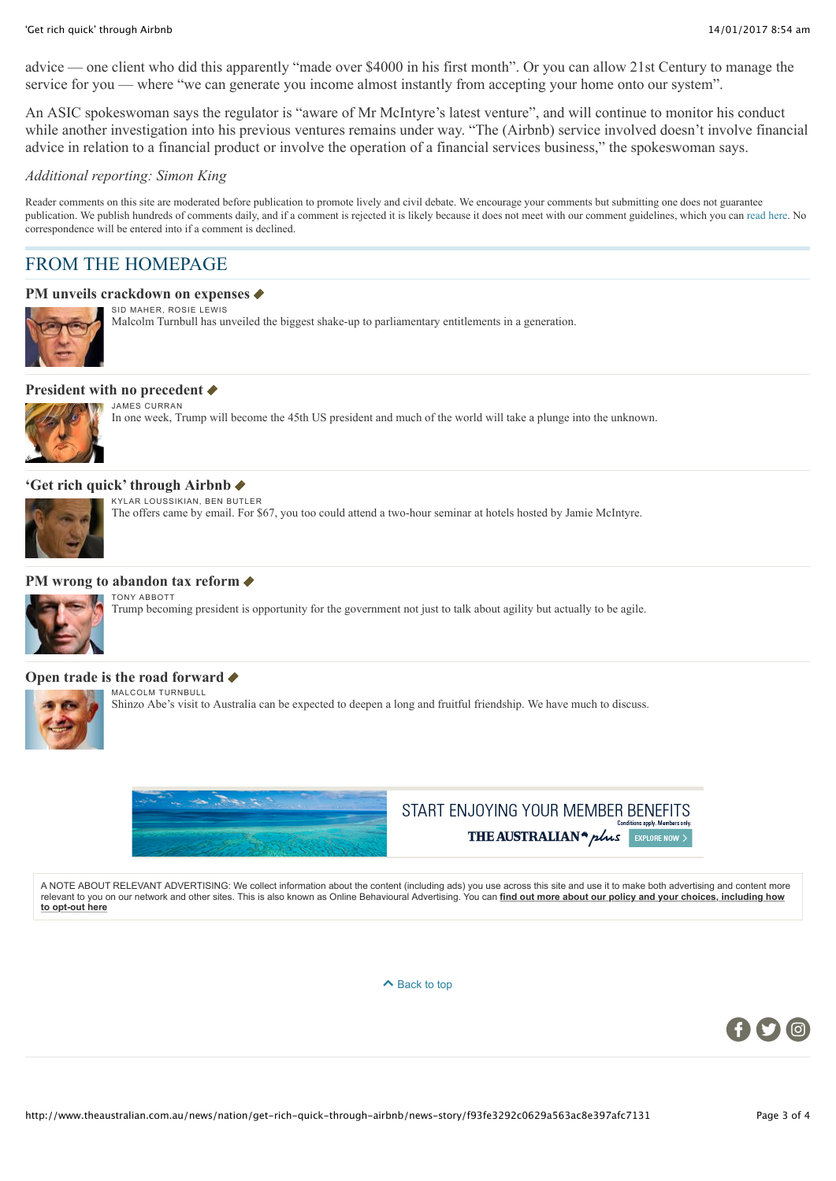advice — one client who did this apparently "made over $4000 in his first month". Or you can allow 21st Century to manage the service for you — where "we can generate you income almost instantly from accepting your home onto our system".

An ASIC spokeswoman says the regulator is "aware of Mr McIntyre's latest venture", and will continue to monitor his conduct while another investigation into his previous ventures remains under way. "The (Airbnb) service involved doesn't involve financial advice in relation to a financial product or involve the operation of a financial services business," the spokeswoman says.

*Additional reporting: Simon King*

Reader comments on this site are moderated before publication to promote lively and civil debate. We encourage your comments but submitting one does not guarantee publication. We publish hundreds of comments daily, and if a comment is rejected it is likely because it does not meet with our comment guidelines, which you can read here. No correspondence will be entered into if a comment is declined.

## FROM THE HOMEPAGE

### PM unveils crackdown on expenses

SID MAHER, ROSIE LEWIS

Malcolm Turnbull has unveiled the biggest shake-up to parliamentary entitlements in a generation.

### President with no precedent

JAMES CURRAN

In one week, Trump will become the 45th US president and much of the world will take a plunge into the unknown.

### 'Get rich quick' through Airbnb

KYLAR LOUSSIKIAN, BEN BUTLER

The offers came by email. For $67, you too could attend a two-hour seminar at hotels hosted by Jamie McIntyre.

### PM wrong to abandon tax reform

TONY ABBOTT

Trump becoming president is opportunity for the government not just to talk about agility but actually to be agile.

### Open trade is the road forward

MALCOLM TURNBULL

Shinzo Abe's visit to Australia can be expected to deepen a long and fruitful friendship. We have much to discuss.

START ENJOYING YOUR MEMBER BENEFITS

Conditions apply. Members only.

THE AUSTRALIAN plus EXPLORE NOW

A NOTE ABOUT RELEVANT ADVERTISING: We collect information about the content (including ads) you use across this site and use it to make both advertising and content more relevant to you on our network and other sites. This is also known as Online Behavioural Advertising. You can **find out more about our policy and your choices, including how to opt-out here**

Back to top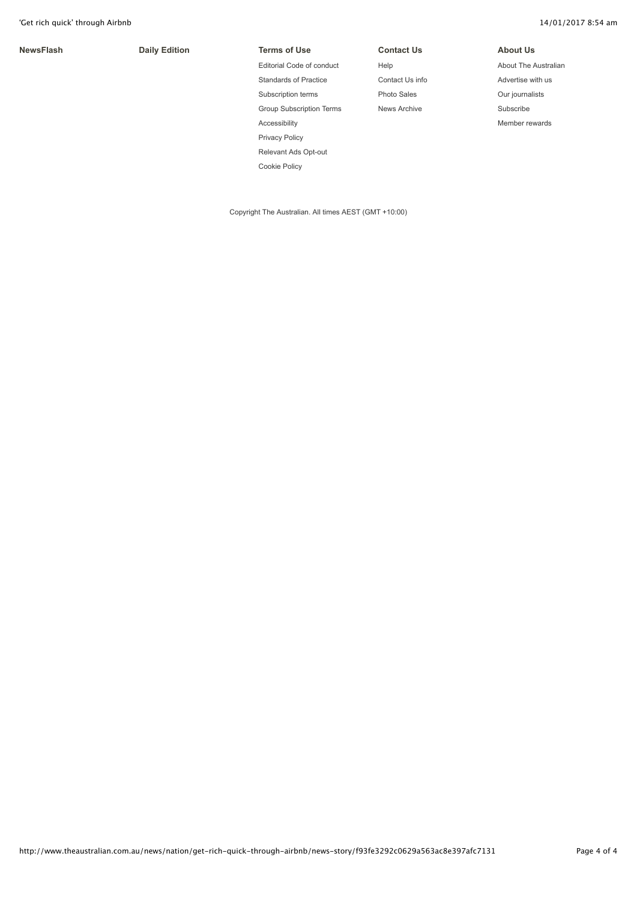**NewsFlash**

**Daily Edition**

**Terms of Use**

- Editorial Code of conduct
- Standards of Practice
- Subscription terms
- Group Subscription Terms
- Accessibility
- Privacy Policy
- Relevant Ads Opt-out
- Cookie Policy

**Contact Us**

- Help
- Contact Us info
- Photo Sales
- News Archive

**About Us**

- About The Australian
- Advertise with us
- Our journalists
- Subscribe
- Member rewards

Copyright The Australian. All times AEST (GMT +10:00)